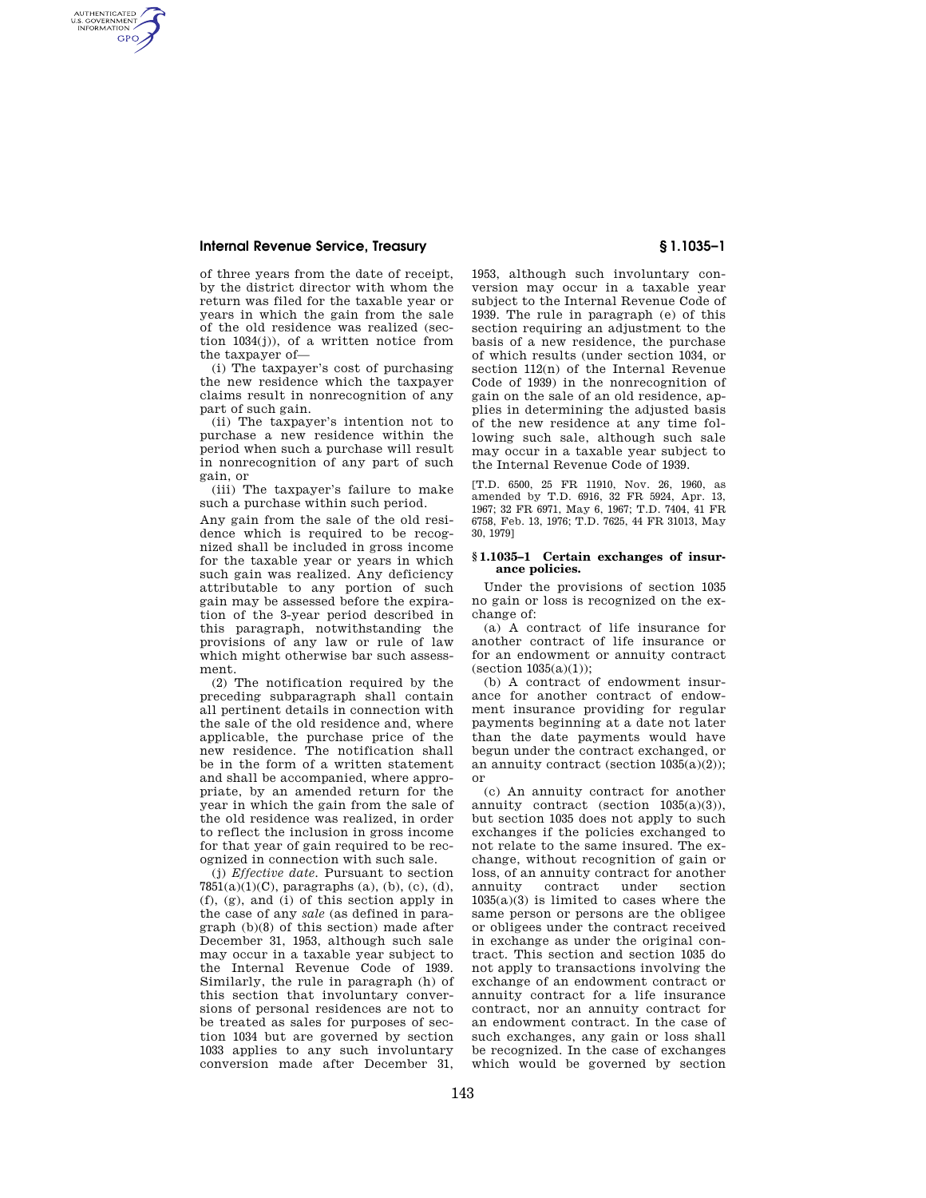of three years from the date of receipt, by the district director with whom the return was filed for the taxable year or years in which the gain from the sale of the old residence was realized (section 1034(j)), of a written notice from the taxpayer of—

(i) The taxpayer's cost of purchasing the new residence which the taxpayer claims result in nonrecognition of any part of such gain.

(ii) The taxpayer's intention not to purchase a new residence within the period when such a purchase will result in nonrecognition of any part of such gain, or

(iii) The taxpayer's failure to make such a purchase within such period.

Any gain from the sale of the old residence which is required to be recognized shall be included in gross income for the taxable year or years in which such gain was realized. Any deficiency attributable to any portion of such gain may be assessed before the expiration of the 3-year period described in this paragraph, notwithstanding the provisions of any law or rule of law which might otherwise bar such assessment.

(2) The notification required by the preceding subparagraph shall contain all pertinent details in connection with the sale of the old residence and, where applicable, the purchase price of the new residence. The notification shall be in the form of a written statement and shall be accompanied, where appropriate, by an amended return for the year in which the gain from the sale of the old residence was realized, in order to reflect the inclusion in gross income for that year of gain required to be recognized in connection with such sale.

(j) *Effective date.* Pursuant to section 7851(a)(1)(C), paragraphs (a), (b), (c), (d), (f), (g), and (i) of this section apply in the case of any *sale* (as defined in paragraph (b)(8) of this section) made after December 31, 1953, although such sale may occur in a taxable year subject to the Internal Revenue Code of 1939. Similarly, the rule in paragraph (h) of this section that involuntary conversions of personal residences are not to be treated as sales for purposes of section 1034 but are governed by section 1033 applies to any such involuntary conversion made after December 31, 1953, although such involuntary conversion may occur in a taxable year subject to the Internal Revenue Code of 1939. The rule in paragraph (e) of this section requiring an adjustment to the basis of a new residence, the purchase of which results (under section 1034, or section 112(n) of the Internal Revenue Code of 1939) in the nonrecognition of gain on the sale of an old residence, applies in determining the adjusted basis of the new residence at any time following such sale, although such sale may occur in a taxable year subject to the Internal Revenue Code of 1939.

[T.D. 6500, 25 FR 11910, Nov. 26, 1960, as amended by T.D. 6916, 32 FR 5924, Apr. 13, 1967; 32 FR 6971, May 6, 1967; T.D. 7404, 41 FR 6758, Feb. 13, 1976; T.D. 7625, 44 FR 31013, May 30, 1979]

## § 1.1035–1 Certain exchanges of insurance policies.

Under the provisions of section 1035 no gain or loss is recognized on the exchange of:

(a) A contract of life insurance for another contract of life insurance or for an endowment or annuity contract (section 1035(a)(1));

(b) A contract of endowment insurance for another contract of endowment insurance providing for regular payments beginning at a date not later than the date payments would have begun under the contract exchanged, or an annuity contract (section 1035(a)(2)); or

(c) An annuity contract for another annuity contract (section 1035(a)(3)), but section 1035 does not apply to such exchanges if the policies exchanged to not relate to the same insured. The exchange, without recognition of gain or loss, of an annuity contract for another annuity contract under section 1035(a)(3) is limited to cases where the same person or persons are the obligee or obligees under the contract received in exchange as under the original contract. This section and section 1035 do not apply to transactions involving the exchange of an endowment contract or annuity contract for a life insurance contract, nor an annuity contract for an endowment contract. In the case of such exchanges, any gain or loss shall be recognized. In the case of exchanges which would be governed by section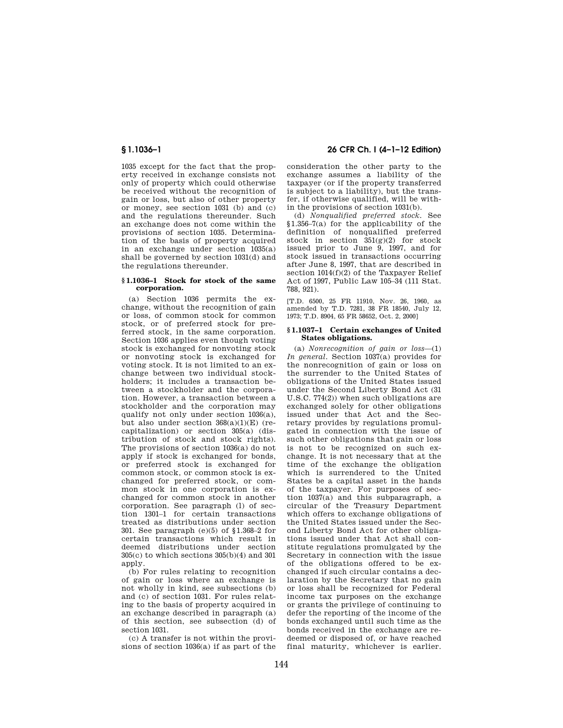1035 except for the fact that the property received in exchange consists not only of property which could otherwise be received without the recognition of gain or loss, but also of other property or money, see section 1031 (b) and (c) and the regulations thereunder. Such an exchange does not come within the provisions of section 1035. Determination of the basis of property acquired in an exchange under section 1035(a) shall be governed by section 1031(d) and the regulations thereunder.

### § 1.1036–1 Stock for stock of the same corporation.

(a) Section 1036 permits the exchange, without the recognition of gain or loss, of common stock for common stock, or of preferred stock for preferred stock, in the same corporation. Section 1036 applies even though voting stock is exchanged for nonvoting stock or nonvoting stock is exchanged for voting stock. It is not limited to an exchange between two individual stockholders; it includes a transaction between a stockholder and the corporation. However, a transaction between a stockholder and the corporation may qualify not only under section 1036(a), but also under section 368(a)(1)(E) (recapitalization) or section 305(a) (distribution of stock and stock rights). The provisions of section 1036(a) do not apply if stock is exchanged for bonds, or preferred stock is exchanged for common stock, or common stock is exchanged for preferred stock, or common stock in one corporation is exchanged for common stock in another corporation. See paragraph (l) of section 1301–1 for certain transactions treated as distributions under section 301. See paragraph (e)(5) of § 1.368–2 for certain transactions which result in deemed distributions under section 305(c) to which sections 305(b)(4) and 301 apply.

(b) For rules relating to recognition of gain or loss where an exchange is not wholly in kind, see subsections (b) and (c) of section 1031. For rules relating to the basis of property acquired in an exchange described in paragraph (a) of this section, see subsection (d) of section 1031.

(c) A transfer is not within the provisions of section 1036(a) if as part of the consideration the other party to the exchange assumes a liability of the taxpayer (or if the property transferred is subject to a liability), but the transfer, if otherwise qualified, will be within the provisions of section 1031(b).

(d) *Nonqualified preferred stock.* See § 1.356–7(a) for the applicability of the definition of nonqualified preferred stock in section 351(g)(2) for stock issued prior to June 9, 1997, and for stock issued in transactions occurring after June 8, 1997, that are described in section 1014(f)(2) of the Taxpayer Relief Act of 1997, Public Law 105–34 (111 Stat. 788, 921).

[T.D. 6500, 25 FR 11910, Nov. 26, 1960, as amended by T.D. 7281, 38 FR 18540, July 12, 1973; T.D. 8904, 65 FR 58652, Oct. 2, 2000]

### § 1.1037–1 Certain exchanges of United States obligations.

(a) *Nonrecognition of gain or loss*—(1) *In general.* Section 1037(a) provides for the nonrecognition of gain or loss on the surrender to the United States of obligations of the United States issued under the Second Liberty Bond Act (31 U.S.C. 774(2)) when such obligations are exchanged solely for other obligations issued under that Act and the Secretary provides by regulations promulgated in connection with the issue of such other obligations that gain or loss is not to be recognized on such exchange. It is not necessary that at the time of the exchange the obligation which is surrendered to the United States be a capital asset in the hands of the taxpayer. For purposes of section 1037(a) and this subparagraph, a circular of the Treasury Department which offers to exchange obligations of the United States issued under the Second Liberty Bond Act for other obligations issued under that Act shall constitute regulations promulgated by the Secretary in connection with the issue of the obligations offered to be exchanged if such circular contains a declaration by the Secretary that no gain or loss shall be recognized for Federal income tax purposes on the exchange or grants the privilege of continuing to defer the reporting of the income of the bonds exchanged until such time as the bonds received in the exchange are redeemed or disposed of, or have reached final maturity, whichever is earlier.